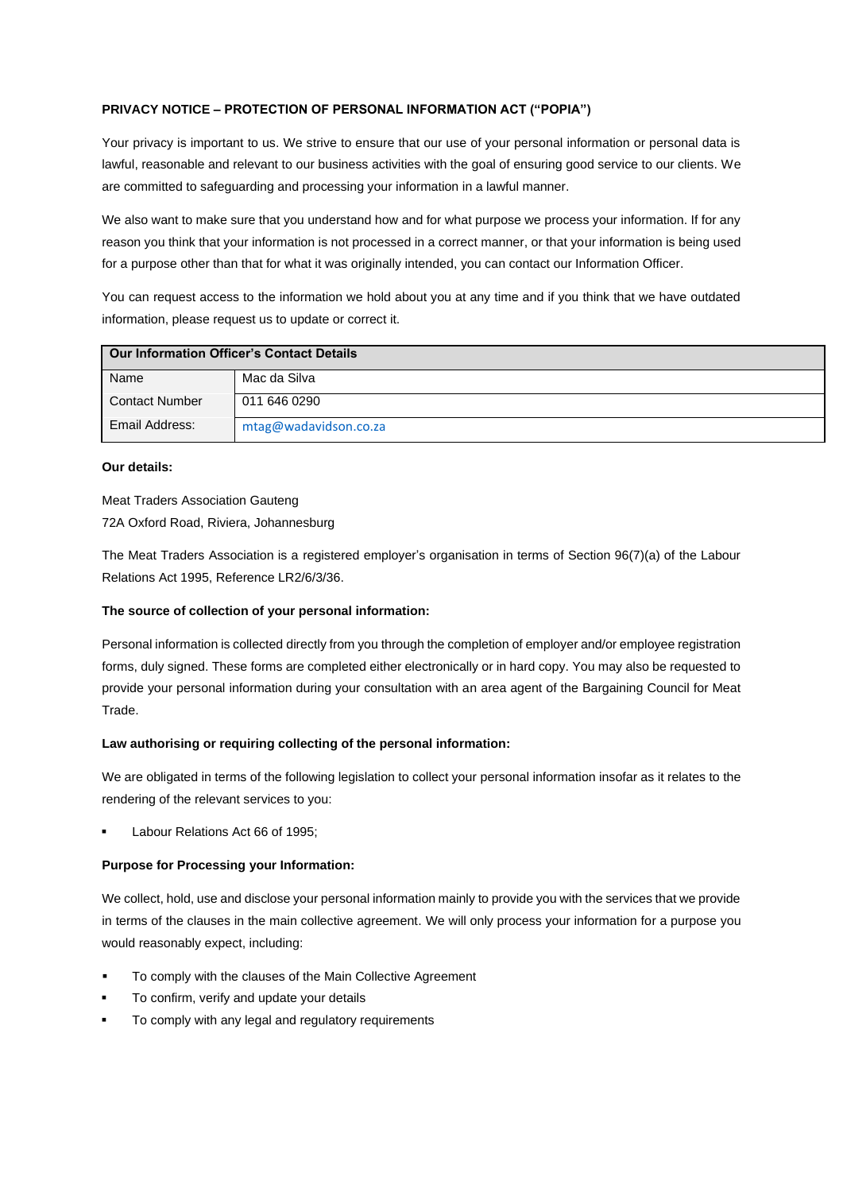**PRIVACY NOTICE – PROTECTION OF PERSONAL INFORMATION ACT ("POPIA")**

Your privacy is important to us. We strive to ensure that our use of your personal information or personal data is lawful, reasonable and relevant to our business activities with the goal of ensuring good service to our clients. We are committed to safeguarding and processing your information in a lawful manner.

We also want to make sure that you understand how and for what purpose we process your information. If for any reason you think that your information is not processed in a correct manner, or that your information is being used for a purpose other than that for what it was originally intended, you can contact our Information Officer.

You can request access to the information we hold about you at any time and if you think that we have outdated information, please request us to update or correct it.

| Our Information Officer's Contact Details | |
|---|---|
| Name | Mac da Silva |
| Contact Number | 011 646 0290 |
| Email Address: | mtag@wadavidson.co.za |

**Our details:**

Meat Traders Association Gauteng
72A Oxford Road, Riviera, Johannesburg

The Meat Traders Association is a registered employer's organisation in terms of Section 96(7)(a) of the Labour Relations Act 1995, Reference LR2/6/3/36.

**The source of collection of your personal information:**

Personal information is collected directly from you through the completion of employer and/or employee registration forms, duly signed. These forms are completed either electronically or in hard copy. You may also be requested to provide your personal information during your consultation with an area agent of the Bargaining Council for Meat Trade.

**Law authorising or requiring collecting of the personal information:**

We are obligated in terms of the following legislation to collect your personal information insofar as it relates to the rendering of the relevant services to you:

- Labour Relations Act 66 of 1995;

**Purpose for Processing your Information:**

We collect, hold, use and disclose your personal information mainly to provide you with the services that we provide in terms of the clauses in the main collective agreement. We will only process your information for a purpose you would reasonably expect, including:

- To comply with the clauses of the Main Collective Agreement
- To confirm, verify and update your details
- To comply with any legal and regulatory requirements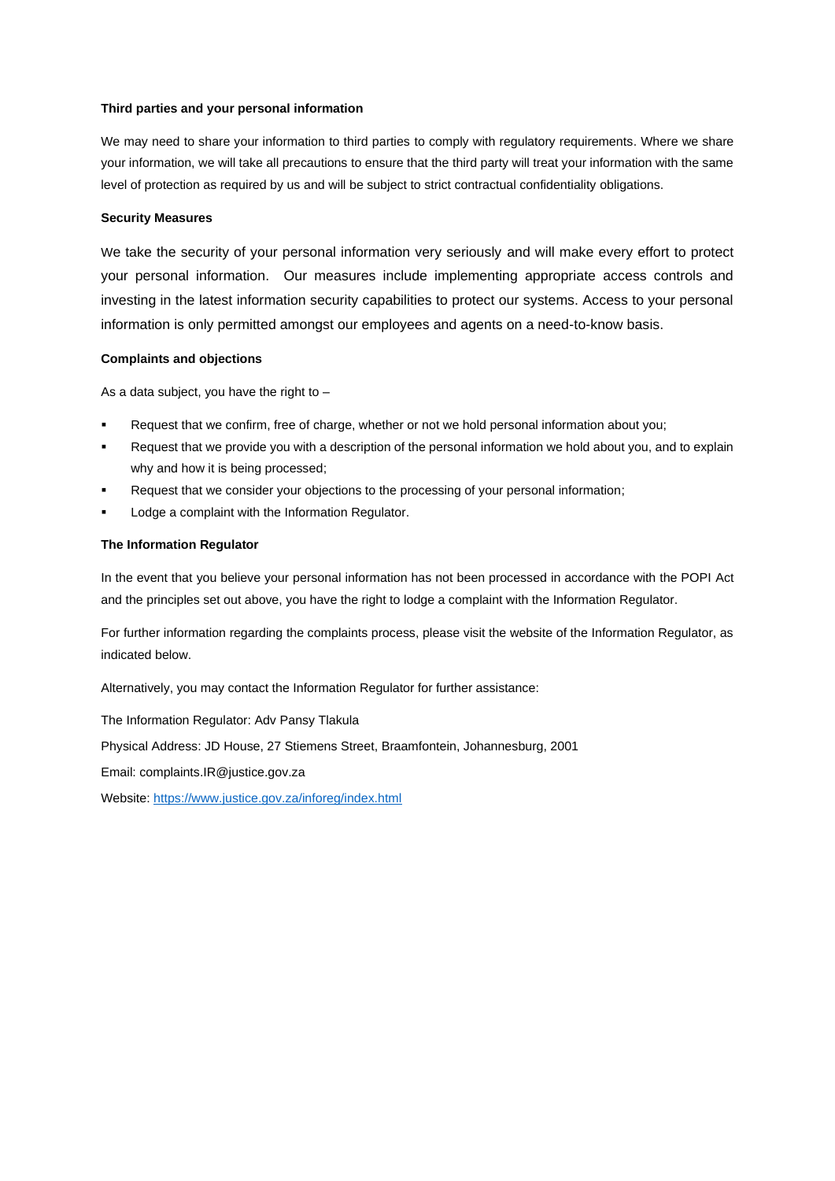**Third parties and your personal information**

We may need to share your information to third parties to comply with regulatory requirements. Where we share your information, we will take all precautions to ensure that the third party will treat your information with the same level of protection as required by us and will be subject to strict contractual confidentiality obligations.

**Security Measures**

We take the security of your personal information very seriously and will make every effort to protect your personal information. Our measures include implementing appropriate access controls and investing in the latest information security capabilities to protect our systems. Access to your personal information is only permitted amongst our employees and agents on a need-to-know basis.

**Complaints and objections**

As a data subject, you have the right to –

- Request that we confirm, free of charge, whether or not we hold personal information about you;
- Request that we provide you with a description of the personal information we hold about you, and to explain why and how it is being processed;
- Request that we consider your objections to the processing of your personal information;
- Lodge a complaint with the Information Regulator.

**The Information Regulator**

In the event that you believe your personal information has not been processed in accordance with the POPI Act and the principles set out above, you have the right to lodge a complaint with the Information Regulator.

For further information regarding the complaints process, please visit the website of the Information Regulator, as indicated below.

Alternatively, you may contact the Information Regulator for further assistance:

The Information Regulator: Adv Pansy Tlakula

Physical Address: JD House, 27 Stiemens Street, Braamfontein, Johannesburg, 2001

Email: complaints.IR@justice.gov.za

Website: https://www.justice.gov.za/inforeg/index.html